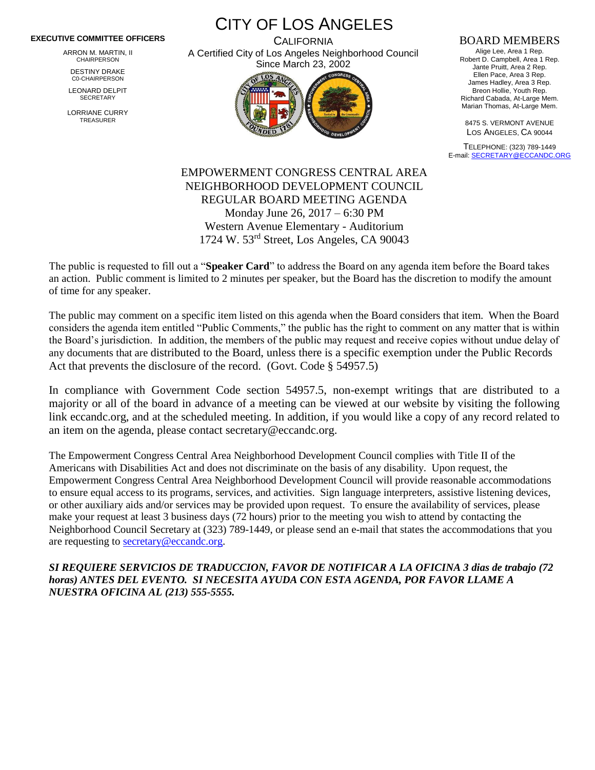# CITY OF LOS ANGELES

CALIFORNIA

A Certified City of Los Angeles Neighborhood Council

Since March 23, 2002

**EXECUTIVE COMMITTEE OFFICERS**

ARRON M. MARTIN, II
CHAIRPERSON

DESTINY DRAKE
C0-CHAIRPERSON

LEONARD DELPIT
SECRETARY

LORRIANE CURRY
TREASURER

BOARD MEMBERS

Alige Lee, Area 1 Rep.
Robert D. Campbell, Area 1 Rep.
Jante Pruitt, Area 2 Rep.
Ellen Pace, Area 3 Rep.
James Hadley, Area 3 Rep.
Breon Hollie, Youth Rep.
Richard Cabada, At-Large Mem.
Marian Thomas, At-Large Mem.

8475 S. VERMONT AVENUE
LOS ANGELES, CA 90044

TELEPHONE: (323) 789-1449
E-mail: SECRETARY@ECCANDC.ORG

## EMPOWERMENT CONGRESS CENTRAL AREA NEIGHBORHOOD DEVELOPMENT COUNCIL REGULAR BOARD MEETING AGENDA

Monday June 26, 2017 – 6:30 PM
Western Avenue Elementary - Auditorium
1724 W. 53rd Street, Los Angeles, CA 90043

The public is requested to fill out a "**Speaker Card**" to address the Board on any agenda item before the Board takes an action. Public comment is limited to 2 minutes per speaker, but the Board has the discretion to modify the amount of time for any speaker.

The public may comment on a specific item listed on this agenda when the Board considers that item. When the Board considers the agenda item entitled "Public Comments," the public has the right to comment on any matter that is within the Board's jurisdiction. In addition, the members of the public may request and receive copies without undue delay of any documents that are distributed to the Board, unless there is a specific exemption under the Public Records Act that prevents the disclosure of the record. (Govt. Code § 54957.5)

In compliance with Government Code section 54957.5, non-exempt writings that are distributed to a majority or all of the board in advance of a meeting can be viewed at our website by visiting the following link eccandc.org, and at the scheduled meeting. In addition, if you would like a copy of any record related to an item on the agenda, please contact secretary@eccandc.org.

The Empowerment Congress Central Area Neighborhood Development Council complies with Title II of the Americans with Disabilities Act and does not discriminate on the basis of any disability. Upon request, the Empowerment Congress Central Area Neighborhood Development Council will provide reasonable accommodations to ensure equal access to its programs, services, and activities. Sign language interpreters, assistive listening devices, or other auxiliary aids and/or services may be provided upon request. To ensure the availability of services, please make your request at least 3 business days (72 hours) prior to the meeting you wish to attend by contacting the Neighborhood Council Secretary at (323) 789-1449, or please send an e-mail that states the accommodations that you are requesting to secretary@eccandc.org.

***SI REQUIERE SERVICIOS DE TRADUCCION, FAVOR DE NOTIFICAR A LA OFICINA 3 dias de trabajo (72 horas) ANTES DEL EVENTO. SI NECESITA AYUDA CON ESTA AGENDA, POR FAVOR LLAME A NUESTRA OFICINA AL (213) 555-5555.***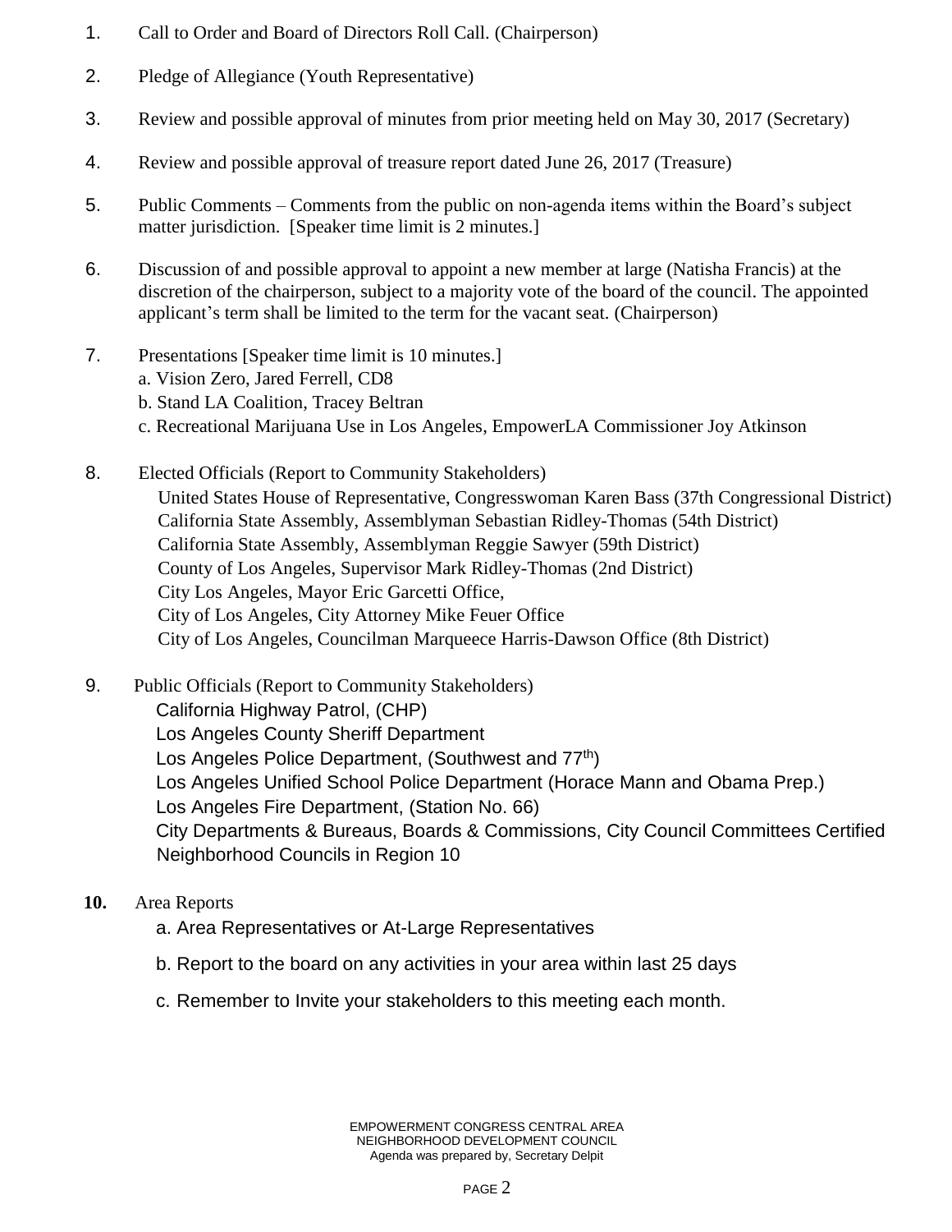1. Call to Order and Board of Directors Roll Call. (Chairperson)

2. Pledge of Allegiance (Youth Representative)

3. Review and possible approval of minutes from prior meeting held on May 30, 2017 (Secretary)

4. Review and possible approval of treasure report dated June 26, 2017 (Treasure)

5. Public Comments – Comments from the public on non-agenda items within the Board's subject matter jurisdiction. [Speaker time limit is 2 minutes.]

6. Discussion of and possible approval to appoint a new member at large (Natisha Francis) at the discretion of the chairperson, subject to a majority vote of the board of the council. The appointed applicant's term shall be limited to the term for the vacant seat. (Chairperson)

7. Presentations [Speaker time limit is 10 minutes.]
   a. Vision Zero, Jared Ferrell, CD8
   b. Stand LA Coalition, Tracey Beltran
   c. Recreational Marijuana Use in Los Angeles, EmpowerLA Commissioner Joy Atkinson

8. Elected Officials (Report to Community Stakeholders)
   United States House of Representative, Congresswoman Karen Bass (37th Congressional District)
   California State Assembly, Assemblyman Sebastian Ridley-Thomas (54th District)
   California State Assembly, Assemblyman Reggie Sawyer (59th District)
   County of Los Angeles, Supervisor Mark Ridley-Thomas (2nd District)
   City Los Angeles, Mayor Eric Garcetti Office,
   City of Los Angeles, City Attorney Mike Feuer Office
   City of Los Angeles, Councilman Marqueece Harris-Dawson Office (8th District)

9. Public Officials (Report to Community Stakeholders)
   California Highway Patrol, (CHP)
   Los Angeles County Sheriff Department
   Los Angeles Police Department, (Southwest and 77th)
   Los Angeles Unified School Police Department (Horace Mann and Obama Prep.)
   Los Angeles Fire Department, (Station No. 66)
   City Departments & Bureaus, Boards & Commissions, City Council Committees Certified Neighborhood Councils in Region 10

10. Area Reports
    a. Area Representatives or At-Large Representatives
    b. Report to the board on any activities in your area within last 25 days
    c. Remember to Invite your stakeholders to this meeting each month.

EMPOWERMENT CONGRESS CENTRAL AREA
NEIGHBORHOOD DEVELOPMENT COUNCIL
Agenda was prepared by, Secretary Delpit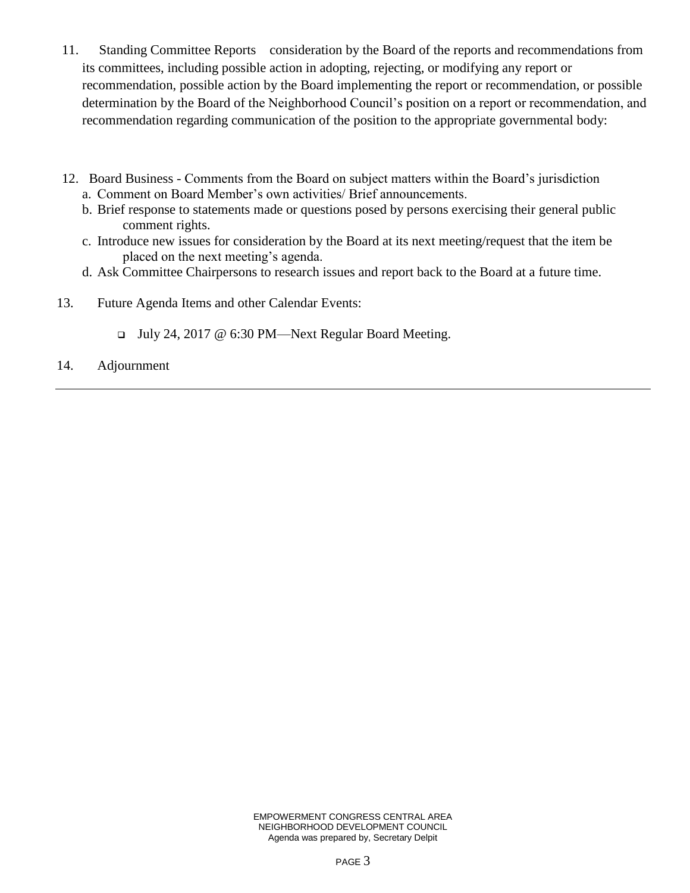11. Standing Committee Reports consideration by the Board of the reports and recommendations from its committees, including possible action in adopting, rejecting, or modifying any report or recommendation, possible action by the Board implementing the report or recommendation, or possible determination by the Board of the Neighborhood Council's position on a report or recommendation, and recommendation regarding communication of the position to the appropriate governmental body:

12. Board Business - Comments from the Board on subject matters within the Board's jurisdiction
    a. Comment on Board Member's own activities/ Brief announcements.
    b. Brief response to statements made or questions posed by persons exercising their general public comment rights.
    c. Introduce new issues for consideration by the Board at its next meeting/request that the item be placed on the next meeting's agenda.
    d. Ask Committee Chairpersons to research issues and report back to the Board at a future time.

13. Future Agenda Items and other Calendar Events:

    - July 24, 2017 @ 6:30 PM—Next Regular Board Meeting.

14. Adjournment

---

EMPOWERMENT CONGRESS CENTRAL AREA
NEIGHBORHOOD DEVELOPMENT COUNCIL
Agenda was prepared by, Secretary Delpit